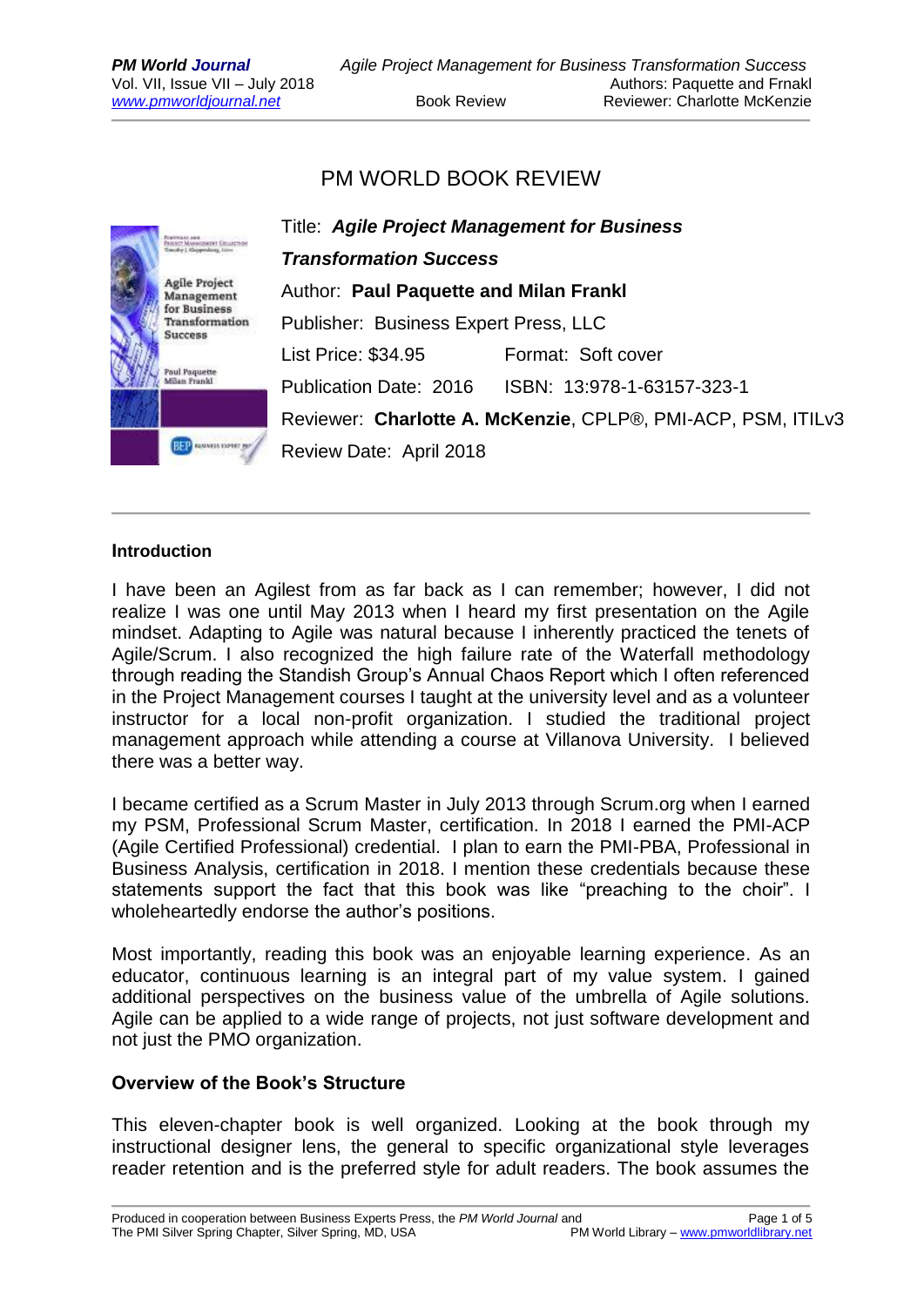# PM WORLD BOOK REVIEW

Title: ***Agile Project Management for Business Transformation Success***

Author: **Paul Paquette and Milan Frankl**

Publisher: Business Expert Press, LLC

List Price: $34.95 Format: Soft cover

Publication Date: 2016 ISBN: 13:978-1-63157-323-1

Reviewer: **Charlotte A. McKenzie**, CPLP®, PMI-ACP, PSM, ITILv3

Review Date: April 2018

---

## Introduction

I have been an Agilest from as far back as I can remember; however, I did not realize I was one until May 2013 when I heard my first presentation on the Agile mindset. Adapting to Agile was natural because I inherently practiced the tenets of Agile/Scrum. I also recognized the high failure rate of the Waterfall methodology through reading the Standish Group's Annual Chaos Report which I often referenced in the Project Management courses I taught at the university level and as a volunteer instructor for a local non-profit organization. I studied the traditional project management approach while attending a course at Villanova University. I believed there was a better way.

I became certified as a Scrum Master in July 2013 through Scrum.org when I earned my PSM, Professional Scrum Master, certification. In 2018 I earned the PMI-ACP (Agile Certified Professional) credential. I plan to earn the PMI-PBA, Professional in Business Analysis, certification in 2018. I mention these credentials because these statements support the fact that this book was like "preaching to the choir". I wholeheartedly endorse the author's positions.

Most importantly, reading this book was an enjoyable learning experience. As an educator, continuous learning is an integral part of my value system. I gained additional perspectives on the business value of the umbrella of Agile solutions. Agile can be applied to a wide range of projects, not just software development and not just the PMO organization.

## Overview of the Book's Structure

This eleven-chapter book is well organized. Looking at the book through my instructional designer lens, the general to specific organizational style leverages reader retention and is the preferred style for adult readers. The book assumes the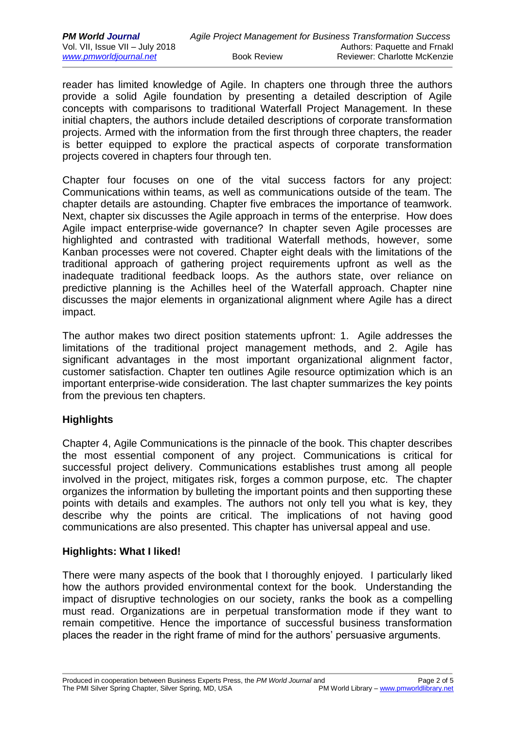reader has limited knowledge of Agile. In chapters one through three the authors provide a solid Agile foundation by presenting a detailed description of Agile concepts with comparisons to traditional Waterfall Project Management. In these initial chapters, the authors include detailed descriptions of corporate transformation projects. Armed with the information from the first through three chapters, the reader is better equipped to explore the practical aspects of corporate transformation projects covered in chapters four through ten.

Chapter four focuses on one of the vital success factors for any project: Communications within teams, as well as communications outside of the team. The chapter details are astounding. Chapter five embraces the importance of teamwork. Next, chapter six discusses the Agile approach in terms of the enterprise. How does Agile impact enterprise-wide governance? In chapter seven Agile processes are highlighted and contrasted with traditional Waterfall methods, however, some Kanban processes were not covered. Chapter eight deals with the limitations of the traditional approach of gathering project requirements upfront as well as the inadequate traditional feedback loops. As the authors state, over reliance on predictive planning is the Achilles heel of the Waterfall approach. Chapter nine discusses the major elements in organizational alignment where Agile has a direct impact.

The author makes two direct position statements upfront: 1. Agile addresses the limitations of the traditional project management methods, and 2. Agile has significant advantages in the most important organizational alignment factor, customer satisfaction. Chapter ten outlines Agile resource optimization which is an important enterprise-wide consideration. The last chapter summarizes the key points from the previous ten chapters.

## Highlights

Chapter 4, Agile Communications is the pinnacle of the book. This chapter describes the most essential component of any project. Communications is critical for successful project delivery. Communications establishes trust among all people involved in the project, mitigates risk, forges a common purpose, etc. The chapter organizes the information by bulleting the important points and then supporting these points with details and examples. The authors not only tell you what is key, they describe why the points are critical. The implications of not having good communications are also presented. This chapter has universal appeal and use.

## Highlights: What I liked!

There were many aspects of the book that I thoroughly enjoyed. I particularly liked how the authors provided environmental context for the book. Understanding the impact of disruptive technologies on our society, ranks the book as a compelling must read. Organizations are in perpetual transformation mode if they want to remain competitive. Hence the importance of successful business transformation places the reader in the right frame of mind for the authors' persuasive arguments.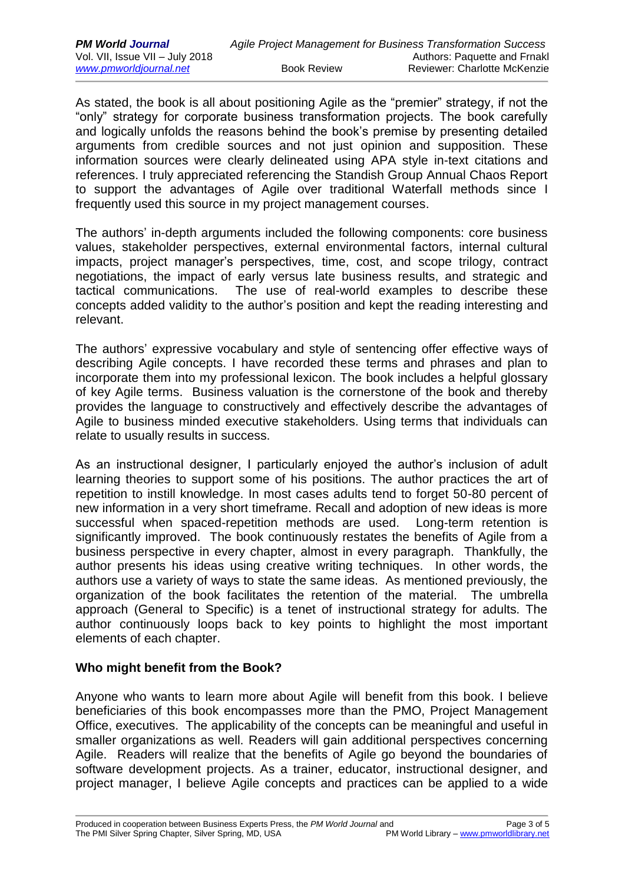As stated, the book is all about positioning Agile as the "premier" strategy, if not the "only" strategy for corporate business transformation projects. The book carefully and logically unfolds the reasons behind the book's premise by presenting detailed arguments from credible sources and not just opinion and supposition. These information sources were clearly delineated using APA style in-text citations and references. I truly appreciated referencing the Standish Group Annual Chaos Report to support the advantages of Agile over traditional Waterfall methods since I frequently used this source in my project management courses.

The authors' in-depth arguments included the following components: core business values, stakeholder perspectives, external environmental factors, internal cultural impacts, project manager's perspectives, time, cost, and scope trilogy, contract negotiations, the impact of early versus late business results, and strategic and tactical communications. The use of real-world examples to describe these concepts added validity to the author's position and kept the reading interesting and relevant.

The authors' expressive vocabulary and style of sentencing offer effective ways of describing Agile concepts. I have recorded these terms and phrases and plan to incorporate them into my professional lexicon. The book includes a helpful glossary of key Agile terms. Business valuation is the cornerstone of the book and thereby provides the language to constructively and effectively describe the advantages of Agile to business minded executive stakeholders. Using terms that individuals can relate to usually results in success.

As an instructional designer, I particularly enjoyed the author's inclusion of adult learning theories to support some of his positions. The author practices the art of repetition to instill knowledge. In most cases adults tend to forget 50-80 percent of new information in a very short timeframe. Recall and adoption of new ideas is more successful when spaced-repetition methods are used. Long-term retention is significantly improved. The book continuously restates the benefits of Agile from a business perspective in every chapter, almost in every paragraph. Thankfully, the author presents his ideas using creative writing techniques. In other words, the authors use a variety of ways to state the same ideas. As mentioned previously, the organization of the book facilitates the retention of the material. The umbrella approach (General to Specific) is a tenet of instructional strategy for adults. The author continuously loops back to key points to highlight the most important elements of each chapter.

## Who might benefit from the Book?

Anyone who wants to learn more about Agile will benefit from this book. I believe beneficiaries of this book encompasses more than the PMO, Project Management Office, executives. The applicability of the concepts can be meaningful and useful in smaller organizations as well. Readers will gain additional perspectives concerning Agile. Readers will realize that the benefits of Agile go beyond the boundaries of software development projects. As a trainer, educator, instructional designer, and project manager, I believe Agile concepts and practices can be applied to a wide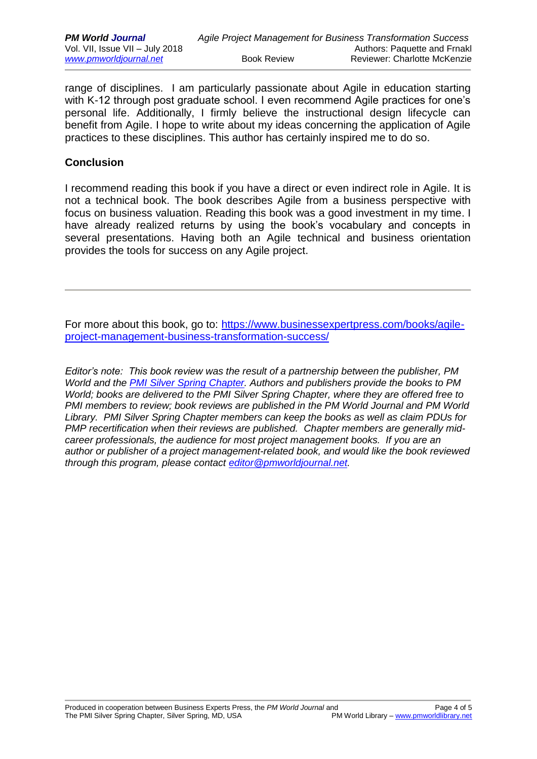range of disciplines. I am particularly passionate about Agile in education starting with K-12 through post graduate school. I even recommend Agile practices for one's personal life. Additionally, I firmly believe the instructional design lifecycle can benefit from Agile. I hope to write about my ideas concerning the application of Agile practices to these disciplines. This author has certainly inspired me to do so.

## Conclusion

I recommend reading this book if you have a direct or even indirect role in Agile. It is not a technical book. The book describes Agile from a business perspective with focus on business valuation. Reading this book was a good investment in my time. I have already realized returns by using the book's vocabulary and concepts in several presentations. Having both an Agile technical and business orientation provides the tools for success on any Agile project.

---

For more about this book, go to: [https://www.businessexpertpress.com/books/agile-project-management-business-transformation-success/](https://www.businessexpertpress.com/books/agile-project-management-business-transformation-success/)

*Editor's note: This book review was the result of a partnership between the publisher, PM World and the [PMI Silver Spring Chapter](#). Authors and publishers provide the books to PM World; books are delivered to the PMI Silver Spring Chapter, where they are offered free to PMI members to review; book reviews are published in the PM World Journal and PM World Library. PMI Silver Spring Chapter members can keep the books as well as claim PDUs for PMP recertification when their reviews are published. Chapter members are generally mid-career professionals, the audience for most project management books. If you are an author or publisher of a project management-related book, and would like the book reviewed through this program, please contact [editor@pmworldjournal.net](mailto:editor@pmworldjournal.net).*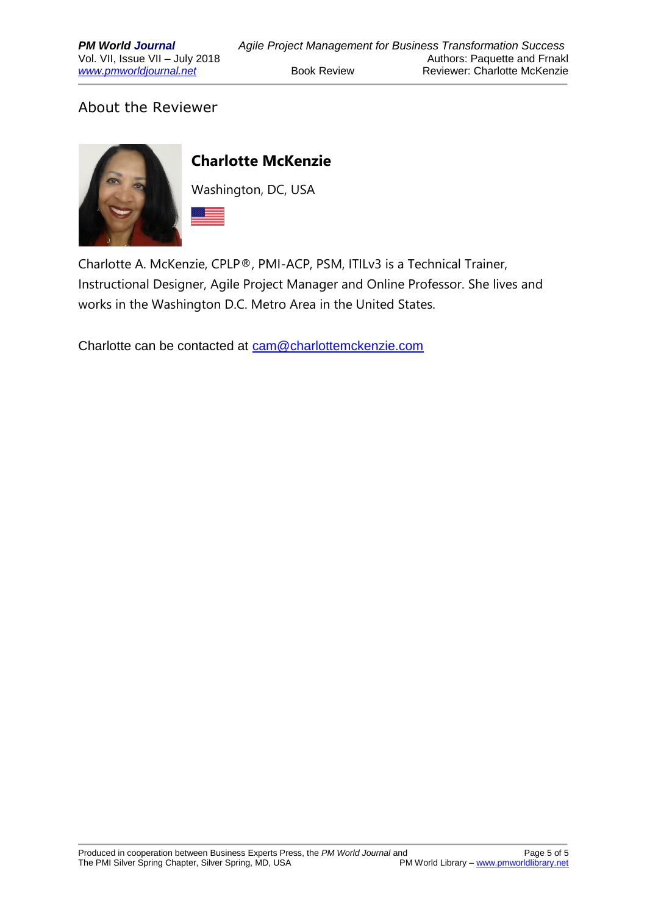## About the Reviewer

### Charlotte McKenzie

Washington, DC, USA

Charlotte A. McKenzie, CPLP®, PMI-ACP, PSM, ITILv3 is a Technical Trainer, Instructional Designer, Agile Project Manager and Online Professor. She lives and works in the Washington D.C. Metro Area in the United States.

Charlotte can be contacted at cam@charlottemckenzie.com